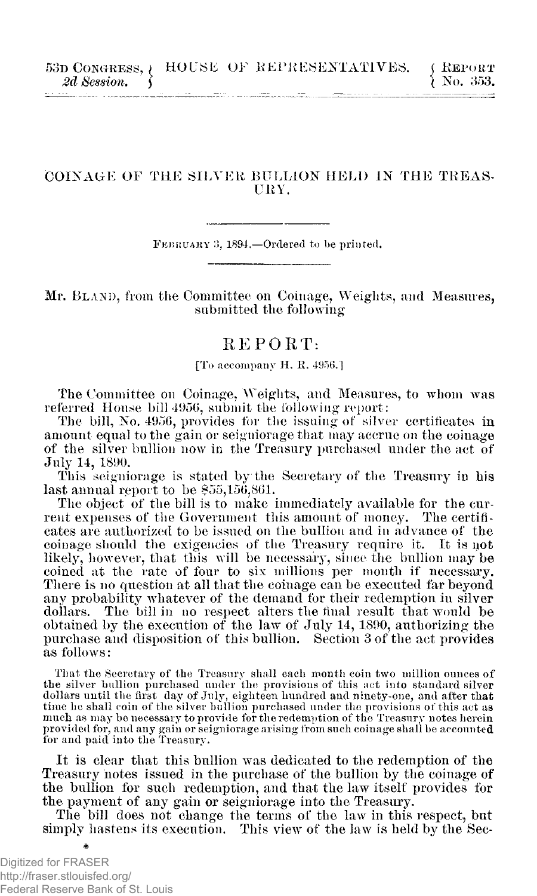53D CONGRESS, 2d Session. | HOUSE OF REPRESENTATIVES. | REPORT No. 353.

# COINAGE OF THE SILVER BULLION HELD IN THE TREASURY.

FEBRUARY 3, 1894.—Ordered to be printed.

Mr. BLAND, from the Committee on Coinage, Weights, and Measures, submitted the following

## REPORT:

[To accompany H. R. 4956.]

The Committee on Coinage, Weights, and Measures, to whom was referred House bill 4956, submit the following report:

The bill, No. 4956, provides for the issuing of silver certificates in amount equal to the gain or seigniorage that may accrue on the coinage of the silver bullion now in the Treasury purchased under the act of July 14, 1890.

This seigniorage is stated by the Secretary of the Treasury in his last annual report to be $55,156,861.

The object of the bill is to make immediately available for the current expenses of the Government this amount of money. The certificates are authorized to be issued on the bullion and in advance of the coinage should the exigencies of the Treasury require it. It is not likely, however, that this will be necessary, since the bullion may be coined at the rate of four to six millions per month if necessary. There is no question at all that the coinage can be executed far beyond any probability whatever of the demand for their redemption in silver dollars. The bill in no respect alters the final result that would be obtained by the execution of the law of July 14, 1890, authorizing the purchase and disposition of this bullion. Section 3 of the act provides as follows:

> That the Secretary of the Treasury shall each month coin two million ounces of the silver bullion purchased under the provisions of this act into standard silver dollars until the first day of July, eighteen hundred and ninety-one, and after that time he shall coin of the silver bullion purchased under the provisions of this act as much as may be necessary to provide for the redemption of the Treasury notes herein provided for, and any gain or seigniorage arising from such coinage shall be accounted for and paid into the Treasury.

It is clear that this bullion was dedicated to the redemption of the Treasury notes issued in the purchase of the bullion by the coinage of the bullion for such redemption, and that the law itself provides for the payment of any gain or seigniorage into the Treasury.

The bill does not change the terms of the law in this respect, but simply hastens its execution. This view of the law is held by the Sec-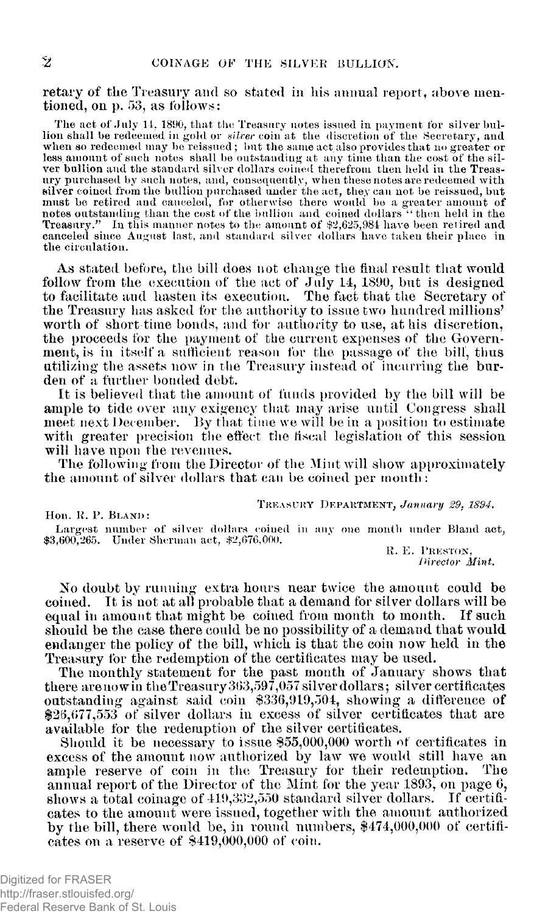retary of the Treasury and so stated in his annual report, above mentioned, on p. 53, as follows:

> The act of July 14, 1890, that the Treasury notes issued in payment for silver bullion shall be redeemed in gold or *silver* coin at the discretion of the Secretary, and when so redeemed may be reissued; but the same act also provides that no greater or less amount of such notes shall be outstanding at any time than the cost of the silver bullion and the standard silver dollars coined therefrom then held in the Treasury purchased by such notes, and, consequently, when these notes are redeemed with silver coined from the bullion purchased under the act, they can not be reissued, but must be retired and canceled, for otherwise there would be a greater amount of notes outstanding than the cost of the bullion and coined dollars "then held in the Treasury." In this manner notes to the amount of $2,625,984 have been retired and canceled since August last, and standard silver dollars have taken their place in the circulation.

As stated before, the bill does not change the final result that would follow from the execution of the act of July 14, 1890, but is designed to facilitate and hasten its execution. The fact that the Secretary of the Treasury has asked for the authority to issue two hundred millions' worth of short-time bonds, and for authority to use, at his discretion, the proceeds for the payment of the current expenses of the Government, is in itself a sufficient reason for the passage of the bill, thus utilizing the assets now in the Treasury instead of incurring the burden of a further bonded debt.

It is believed that the amount of funds provided by the bill will be ample to tide over any exigency that may arise until Congress shall meet next December. By that time we will be in a position to estimate with greater precision the effect the fiscal legislation of this session will have upon the revenues.

The following from the Director of the Mint will show approximately the amount of silver dollars that can be coined per month:

TREASURY DEPARTMENT, *January 29, 1894.*

Hon. R. P. BLAND:

Largest number of silver dollars coined in any one month under Bland act, $3,600,265. Under Sherman act, $2,676,000.

R. E. PRESTON,
*Director Mint.*

No doubt by running extra hours near twice the amount could be coined. It is not at all probable that a demand for silver dollars will be equal in amount that might be coined from month to month. If such should be the case there could be no possibility of a demand that would endanger the policy of the bill, which is that the coin now held in the Treasury for the redemption of the certificates may be used.

The monthly statement for the past month of January shows that there are now in the Treasury 363,597,057 silver dollars; silver certificates outstanding against said coin $336,919,504, showing a difference of $26,677,553 of silver dollars in excess of silver certificates that are available for the redemption of the silver certificates.

Should it be necessary to issue $55,000,000 worth of certificates in excess of the amount now authorized by law we would still have an ample reserve of coin in the Treasury for their redemption. The annual report of the Director of the Mint for the year 1893, on page 6, shows a total coinage of 419,332,550 standard silver dollars. If certificates to the amount were issued, together with the amount authorized by the bill, there would be, in round numbers, $474,000,000 of certificates on a reserve of $419,000,000 of coin.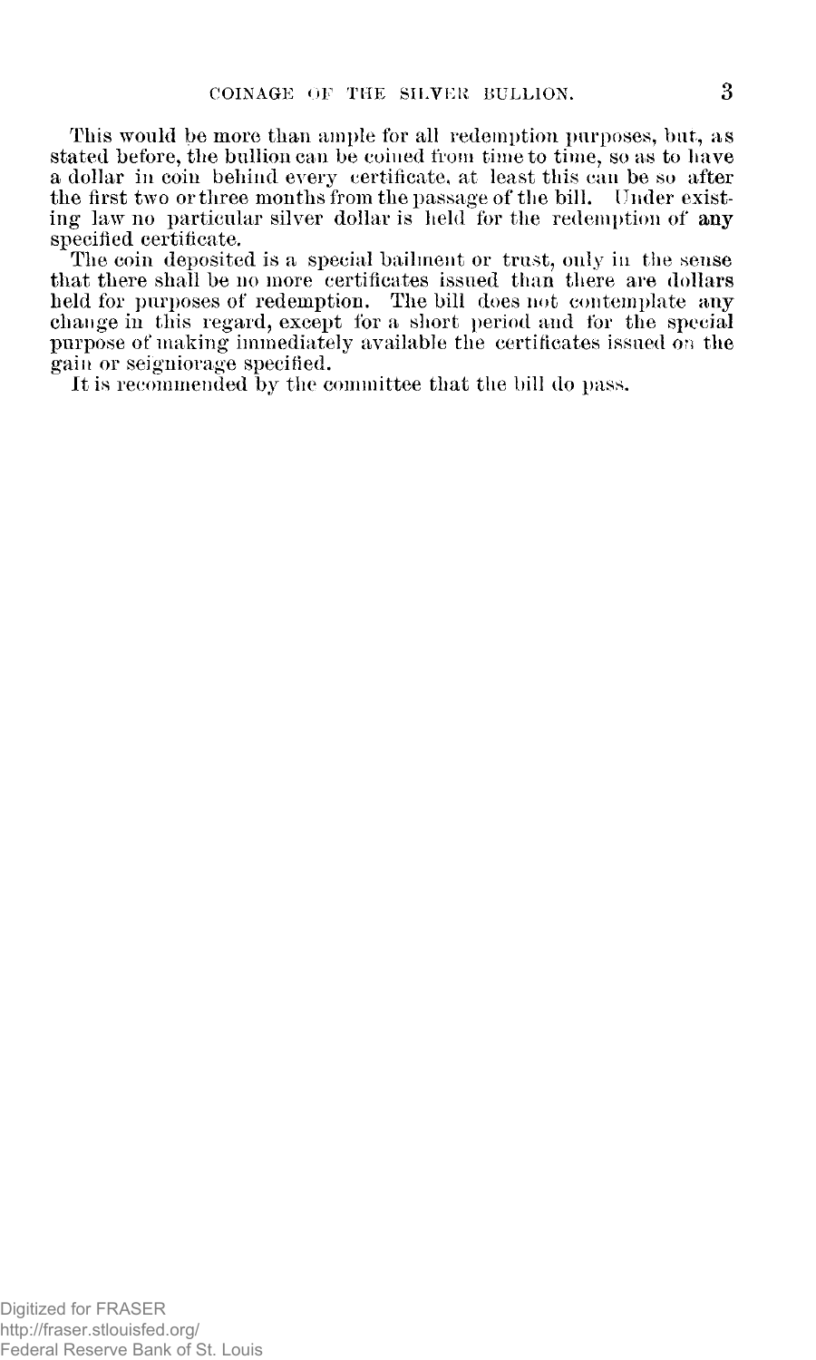This would be more than ample for all redemption purposes, but, as stated before, the bullion can be coined from time to time, so as to have a dollar in coin behind every certificate, at least this can be so after the first two or three months from the passage of the bill. Under existing law no particular silver dollar is held for the redemption of any specified certificate.

The coin deposited is a special bailment or trust, only in the sense that there shall be no more certificates issued than there are dollars held for purposes of redemption. The bill does not contemplate any change in this regard, except for a short period and for the special purpose of making immediately available the certificates issued on the gain or seigniorage specified.

It is recommended by the committee that the bill do pass.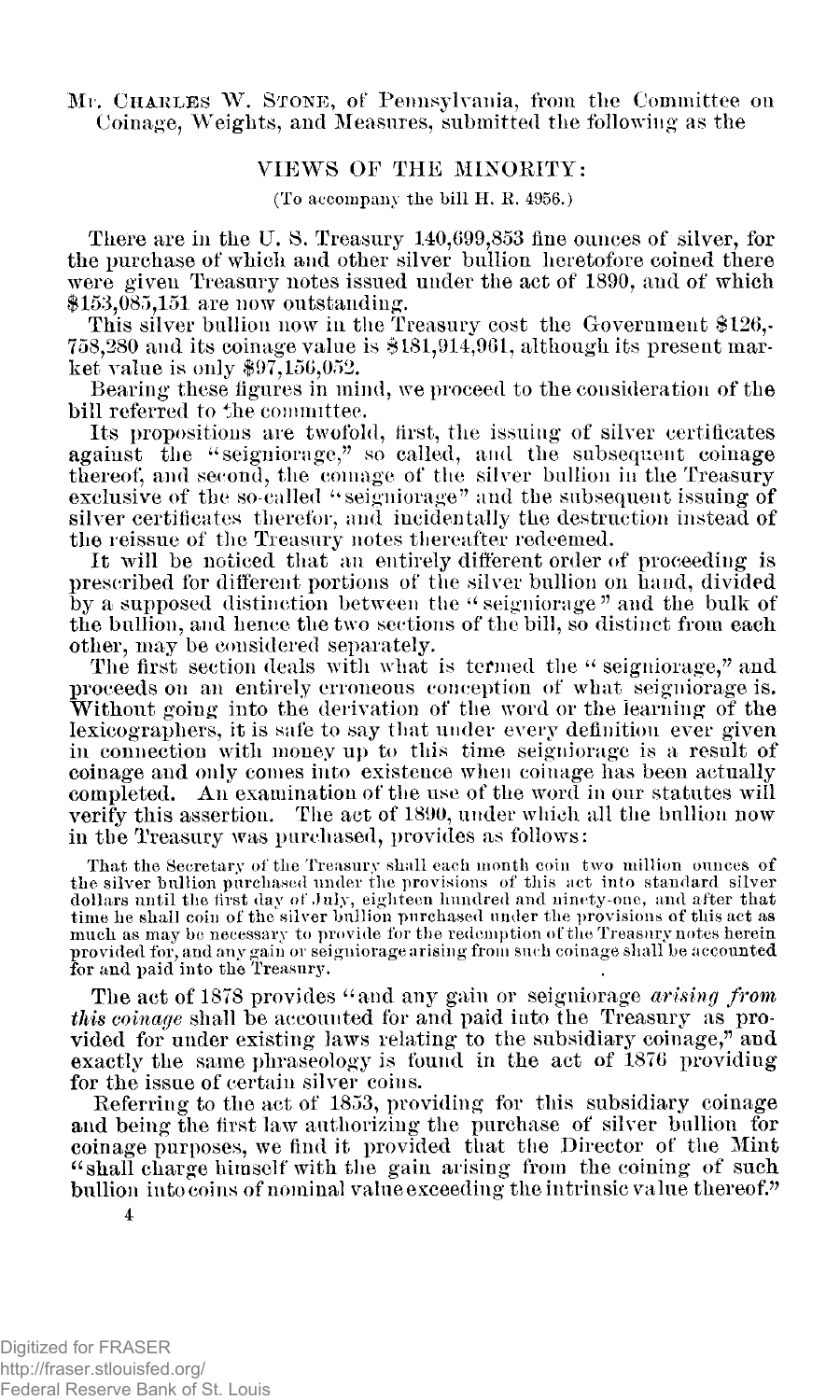Mr. Charles W. Stone, of Pennsylvania, from the Committee on Coinage, Weights, and Measures, submitted the following as the

## VIEWS OF THE MINORITY:

(To accompany the bill H. R. 4956.)

There are in the U. S. Treasury 140,699,853 fine ounces of silver, for the purchase of which and other silver bullion heretofore coined there were given Treasury notes issued under the act of 1890, and of which $153,085,151 are now outstanding.

This silver bullion now in the Treasury cost the Government $126,-758,280 and its coinage value is $181,914,961, although its present market value is only $97,156,052.

Bearing these figures in mind, we proceed to the consideration of the bill referred to the committee.

Its propositions are twofold, first, the issuing of silver certificates against the "seigniorage," so called, and the subsequent coinage thereof, and second, the coinage of the silver bullion in the Treasury exclusive of the so-called "seigniorage" and the subsequent issuing of silver certificates therefor, and incidentally the destruction instead of the reissue of the Treasury notes thereafter redeemed.

It will be noticed that an entirely different order of proceeding is prescribed for different portions of the silver bullion on hand, divided by a supposed distinction between the "seigniorage" and the bulk of the bullion, and hence the two sections of the bill, so distinct from each other, may be considered separately.

The first section deals with what is termed the "seigniorage," and proceeds on an entirely erroneous conception of what seigniorage is. Without going into the derivation of the word or the learning of the lexicographers, it is safe to say that under every definition ever given in connection with money up to this time seigniorage is a result of coinage and only comes into existence when coinage has been actually completed. An examination of the use of the word in our statutes will verify this assertion. The act of 1890, under which all the bullion now in the Treasury was purchased, provides as follows:

> That the Secretary of the Treasury shall each month coin two million ounces of the silver bullion purchased under the provisions of this act into standard silver dollars until the first day of July, eighteen hundred and ninety-one, and after that time he shall coin of the silver bullion purchased under the provisions of this act as much as may be necessary to provide for the redemption of the Treasury notes herein provided for, and any gain or seigniorage arising from such coinage shall be accounted for and paid into the Treasury.

The act of 1878 provides "and any gain or seigniorage *arising from this coinage* shall be accounted for and paid into the Treasury as provided for under existing laws relating to the subsidiary coinage," and exactly the same phraseology is found in the act of 1876 providing for the issue of certain silver coins.

Referring to the act of 1853, providing for this subsidiary coinage and being the first law authorizing the purchase of silver bullion for coinage purposes, we find it provided that the Director of the Mint "shall charge himself with the gain arising from the coining of such bullion into coins of nominal value exceeding the intrinsic value thereof."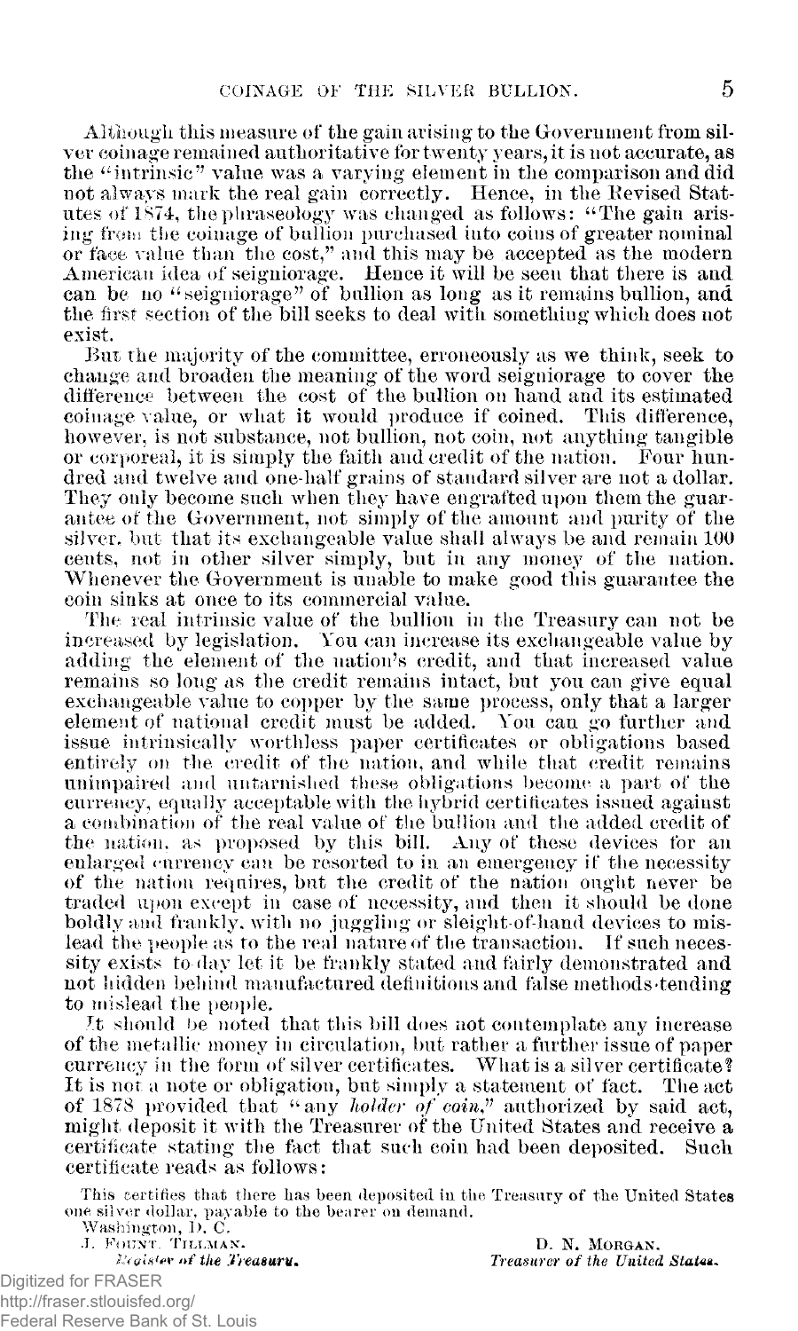Although this measure of the gain arising to the Government from silver coinage remained authoritative for twenty years, it is not accurate, as the "intrinsic" value was a varying element in the comparison and did not always mark the real gain correctly. Hence, in the Revised Statutes of 1874, the phraseology was changed as follows: "The gain arising from the coinage of bullion purchased into coins of greater nominal or face value than the cost," and this may be accepted as the modern American idea of seigniorage. Hence it will be seen that there is and can be no "seigniorage" of bullion as long as it remains bullion, and the first section of the bill seeks to deal with something which does not exist.

But the majority of the committee, erroneously as we think, seek to change and broaden the meaning of the word seigniorage to cover the difference between the cost of the bullion on hand and its estimated coinage value, or what it would produce if coined. This difference, however, is not substance, not bullion, not coin, not anything tangible or corporeal, it is simply the faith and credit of the nation. Four hundred and twelve and one-half grains of standard silver are not a dollar. They only become such when they have engrafted upon them the guarantee of the Government, not simply of the amount and purity of the silver, but that its exchangeable value shall always be and remain 100 cents, not in other silver simply, but in any money of the nation. Whenever the Government is unable to make good this guarantee the coin sinks at once to its commercial value.

The real intrinsic value of the bullion in the Treasury can not be increased by legislation. You can increase its exchangeable value by adding the element of the nation's credit, and that increased value remains so long as the credit remains intact, but you can give equal exchangeable value to copper by the same process, only that a larger element of national credit must be added. You can go further and issue intrinsically worthless paper certificates or obligations based entirely on the credit of the nation, and while that credit remains unimpaired and untarnished these obligations become a part of the currency, equally acceptable with the hybrid certificates issued against a combination of the real value of the bullion and the added credit of the nation, as proposed by this bill. Any of these devices for an enlarged currency can be resorted to in an emergency if the necessity of the nation requires, but the credit of the nation ought never be traded upon except in case of necessity, and then it should be done boldly and frankly, with no juggling or sleight-of-hand devices to mislead the people as to the real nature of the transaction. If such necessity exists to-day let it be frankly stated and fairly demonstrated and not hidden behind manufactured definitions and false methods tending to mislead the people.

It should be noted that this bill does not contemplate any increase of the metallic money in circulation, but rather a further issue of paper currency in the form of silver certificates. What is a silver certificate? It is not a note or obligation, but simply a statement of fact. The act of 1878 provided that "any *holder of coin*," authorized by said act, might deposit it with the Treasurer of the United States and receive a certificate stating the fact that such coin had been deposited. Such certificate reads as follows:

This certifies that there has been deposited in the Treasury of the United States one silver dollar, payable to the bearer on demand.

Washington, D. C.

J. FOUNT. TILLMAN, *Register of the Treasury.*

D. N. MORGAN, *Treasurer of the United States.*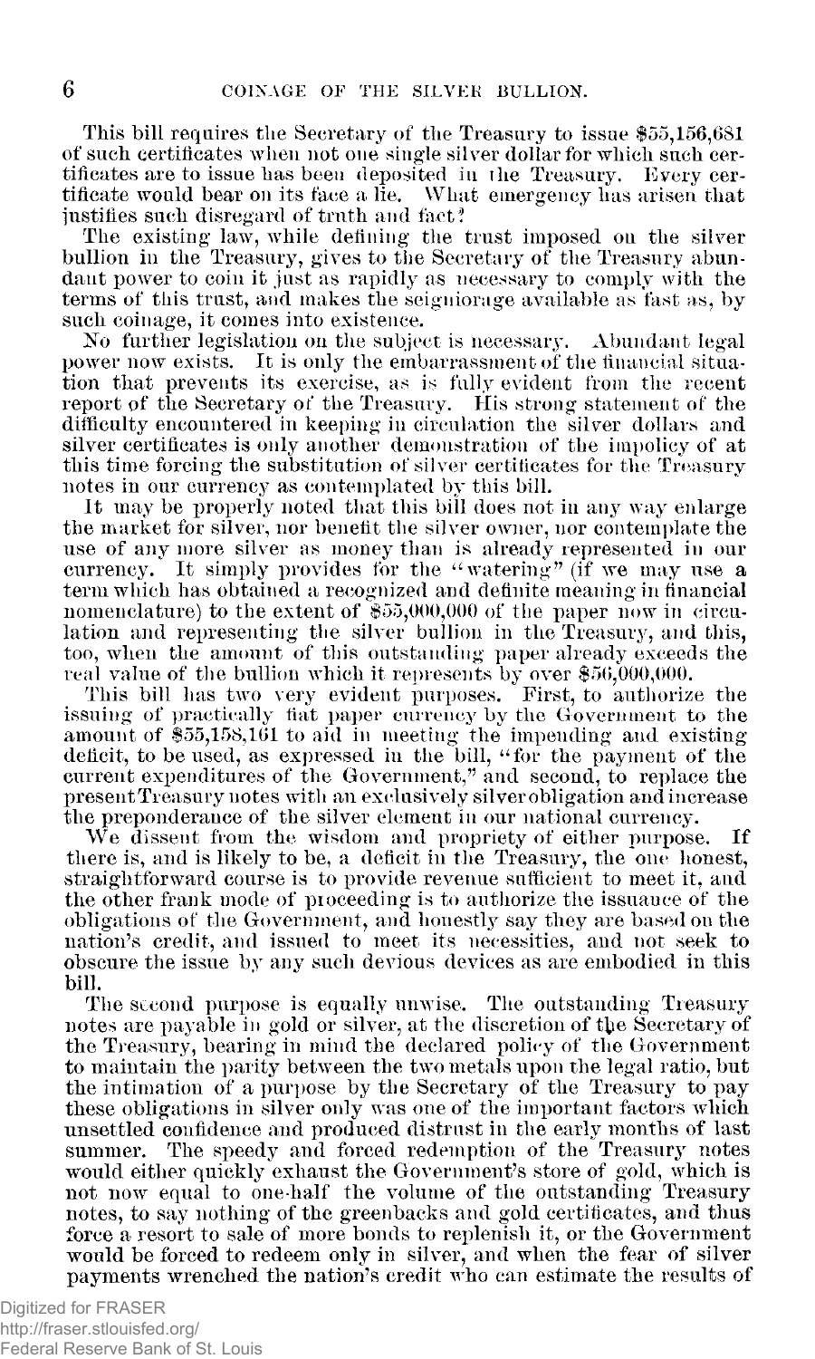This bill requires the Secretary of the Treasury to issue $55,156,681 of such certificates when not one single silver dollar for which such certificates are to issue has been deposited in the Treasury. Every certificate would bear on its face a lie. What emergency has arisen that justifies such disregard of truth and fact?

The existing law, while defining the trust imposed on the silver bullion in the Treasury, gives to the Secretary of the Treasury abundant power to coin it just as rapidly as necessary to comply with the terms of this trust, and makes the seigniorage available as fast as, by such coinage, it comes into existence.

No further legislation on the subject is necessary. Abundant legal power now exists. It is only the embarrassment of the financial situation that prevents its exercise, as is fully evident from the recent report of the Secretary of the Treasury. His strong statement of the difficulty encountered in keeping in circulation the silver dollars and silver certificates is only another demonstration of the impolicy of at this time forcing the substitution of silver certificates for the Treasury notes in our currency as contemplated by this bill.

It may be properly noted that this bill does not in any way enlarge the market for silver, nor benefit the silver owner, nor contemplate the use of any more silver as money than is already represented in our currency. It simply provides for the "watering" (if we may use a term which has obtained a recognized and definite meaning in financial nomenclature) to the extent of $55,000,000 of the paper now in circulation and representing the silver bullion in the Treasury, and this, too, when the amount of this outstanding paper already exceeds the real value of the bullion which it represents by over $56,000,000.

This bill has two very evident purposes. First, to authorize the issuing of practically fiat paper currency by the Government to the amount of $55,158,161 to aid in meeting the impending and existing deficit, to be used, as expressed in the bill, "for the payment of the current expenditures of the Government," and second, to replace the present Treasury notes with an exclusively silver obligation and increase the preponderance of the silver element in our national currency.

We dissent from the wisdom and propriety of either purpose. If there is, and is likely to be, a deficit in the Treasury, the one honest, straightforward course is to provide revenue sufficient to meet it, and the other frank mode of proceeding is to authorize the issuance of the obligations of the Government, and honestly say they are based on the nation's credit, and issued to meet its necessities, and not seek to obscure the issue by any such devious devices as are embodied in this bill.

The second purpose is equally unwise. The outstanding Treasury notes are payable in gold or silver, at the discretion of the Secretary of the Treasury, bearing in mind the declared policy of the Government to maintain the parity between the two metals upon the legal ratio, but the intimation of a purpose by the Secretary of the Treasury to pay these obligations in silver only was one of the important factors which unsettled confidence and produced distrust in the early months of last summer. The speedy and forced redemption of the Treasury notes would either quickly exhaust the Government's store of gold, which is not now equal to one-half the volume of the outstanding Treasury notes, to say nothing of the greenbacks and gold certificates, and thus force a resort to sale of more bonds to replenish it, or the Government would be forced to redeem only in silver, and when the fear of silver payments wrenched the nation's credit who can estimate the results of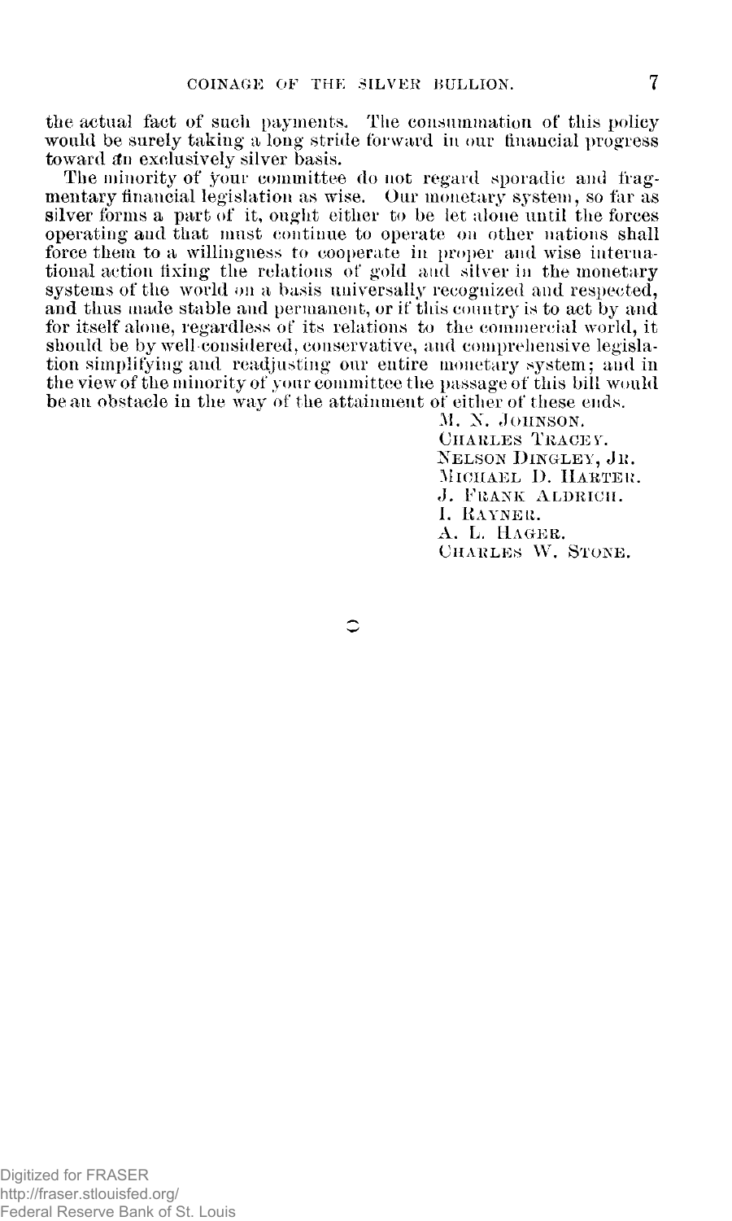the actual fact of such payments. The consummation of this policy would be surely taking a long stride forward in our financial progress toward an exclusively silver basis.

The minority of your committee do not regard sporadic and fragmentary financial legislation as wise. Our monetary system, so far as silver forms a part of it, ought either to be let alone until the forces operating and that must continue to operate on other nations shall force them to a willingness to cooperate in proper and wise international action fixing the relations of gold and silver in the monetary systems of the world on a basis universally recognized and respected, and thus made stable and permanent, or if this country is to act by and for itself alone, regardless of its relations to the commercial world, it should be by well-considered, conservative, and comprehensive legislation simplifying and readjusting our entire monetary system; and in the view of the minority of your committee the passage of this bill would be an obstacle in the way of the attainment of either of these ends.

M. N. JOHNSON.
CHARLES TRACEY.
NELSON DINGLEY, JR.
MICHAEL D. HARTER.
J. FRANK ALDRICH.
I. RAYNER.
A. L. HAGER.
CHARLES W. STONE.

Digitized for FRASER
http://fraser.stlouisfed.org/
Federal Reserve Bank of St. Louis